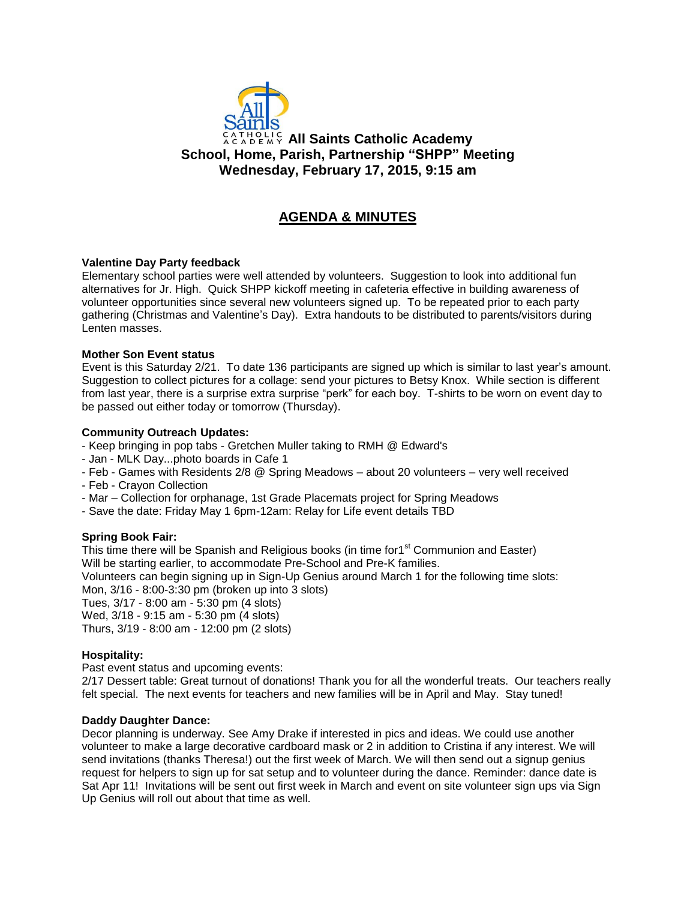**All Saints Catholic Academy**
**School, Home, Parish, Partnership "SHPP" Meeting**
**Wednesday, February 17, 2015, 9:15 am**

## AGENDA & MINUTES

**Valentine Day Party feedback**
Elementary school parties were well attended by volunteers. Suggestion to look into additional fun alternatives for Jr. High. Quick SHPP kickoff meeting in cafeteria effective in building awareness of volunteer opportunities since several new volunteers signed up. To be repeated prior to each party gathering (Christmas and Valentine's Day). Extra handouts to be distributed to parents/visitors during Lenten masses.

**Mother Son Event status**
Event is this Saturday 2/21. To date 136 participants are signed up which is similar to last year's amount. Suggestion to collect pictures for a collage: send your pictures to Betsy Knox. While section is different from last year, there is a surprise extra surprise "perk" for each boy. T-shirts to be worn on event day to be passed out either today or tomorrow (Thursday).

**Community Outreach Updates:**
- Keep bringing in pop tabs - Gretchen Muller taking to RMH @ Edward's
- Jan - MLK Day...photo boards in Cafe 1
- Feb - Games with Residents 2/8 @ Spring Meadows – about 20 volunteers – very well received
- Feb - Crayon Collection
- Mar – Collection for orphanage, 1st Grade Placemats project for Spring Meadows
- Save the date: Friday May 1 6pm-12am: Relay for Life event details TBD

**Spring Book Fair:**
This time there will be Spanish and Religious books (in time for1st Communion and Easter)
Will be starting earlier, to accommodate Pre-School and Pre-K families.
Volunteers can begin signing up in Sign-Up Genius around March 1 for the following time slots:
Mon, 3/16 - 8:00-3:30 pm (broken up into 3 slots)
Tues, 3/17 - 8:00 am - 5:30 pm (4 slots)
Wed, 3/18 - 9:15 am - 5:30 pm (4 slots)
Thurs, 3/19 - 8:00 am - 12:00 pm (2 slots)

**Hospitality:**
Past event status and upcoming events:
2/17 Dessert table: Great turnout of donations! Thank you for all the wonderful treats. Our teachers really felt special. The next events for teachers and new families will be in April and May. Stay tuned!

**Daddy Daughter Dance:**
Decor planning is underway. See Amy Drake if interested in pics and ideas. We could use another volunteer to make a large decorative cardboard mask or 2 in addition to Cristina if any interest. We will send invitations (thanks Theresa!) out the first week of March. We will then send out a signup genius request for helpers to sign up for sat setup and to volunteer during the dance. Reminder: dance date is Sat Apr 11! Invitations will be sent out first week in March and event on site volunteer sign ups via Sign Up Genius will roll out about that time as well.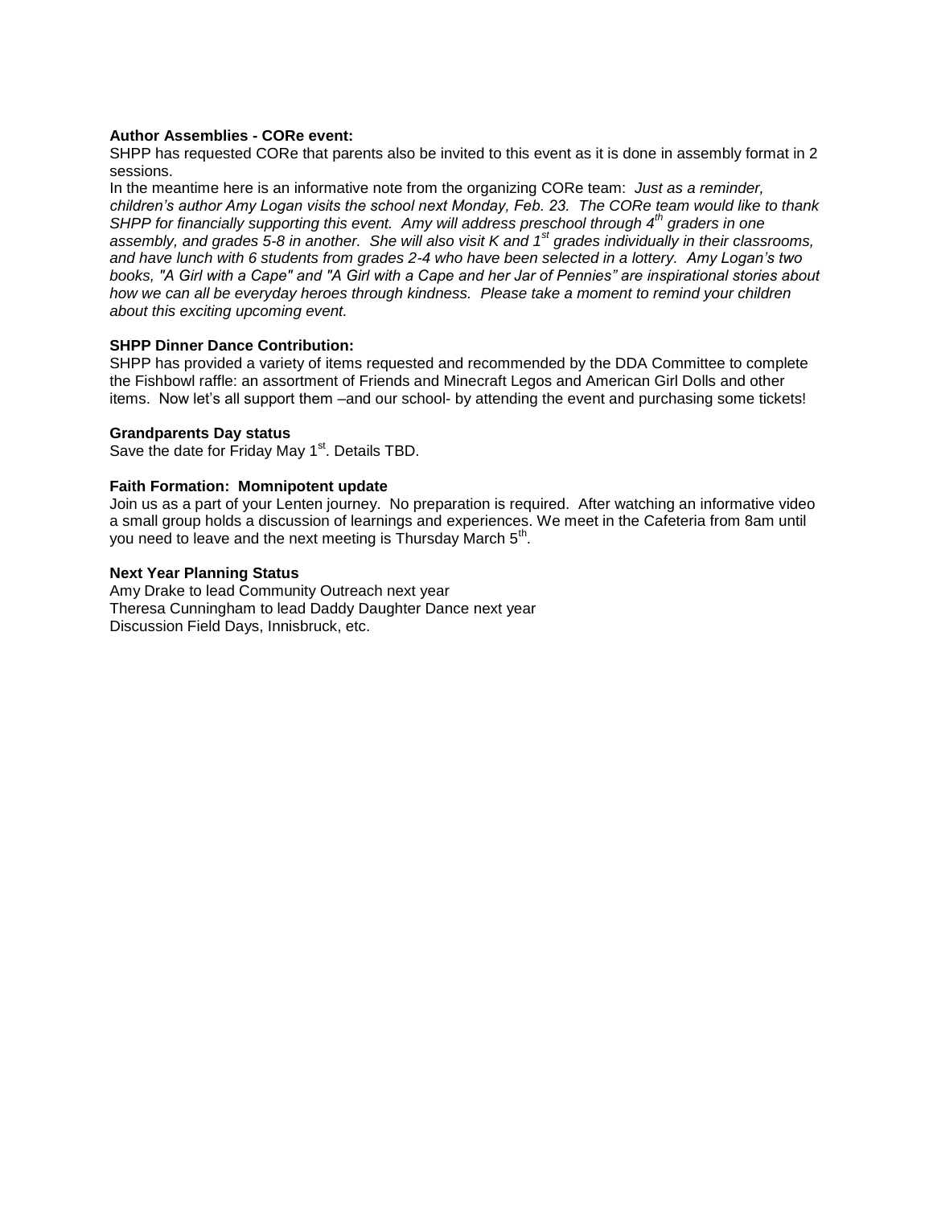**Author Assemblies - CORe event:**

SHPP has requested CORe that parents also be invited to this event as it is done in assembly format in 2 sessions.

In the meantime here is an informative note from the organizing CORe team: *Just as a reminder, children's author Amy Logan visits the school next Monday, Feb. 23. The CORe team would like to thank SHPP for financially supporting this event. Amy will address preschool through 4th graders in one assembly, and grades 5-8 in another. She will also visit K and 1st grades individually in their classrooms, and have lunch with 6 students from grades 2-4 who have been selected in a lottery. Amy Logan's two books, "A Girl with a Cape" and "A Girl with a Cape and her Jar of Pennies" are inspirational stories about how we can all be everyday heroes through kindness. Please take a moment to remind your children about this exciting upcoming event.*

**SHPP Dinner Dance Contribution:**

SHPP has provided a variety of items requested and recommended by the DDA Committee to complete the Fishbowl raffle: an assortment of Friends and Minecraft Legos and American Girl Dolls and other items. Now let's all support them –and our school- by attending the event and purchasing some tickets!

**Grandparents Day status**

Save the date for Friday May 1st. Details TBD.

**Faith Formation: Momnipotent update**

Join us as a part of your Lenten journey. No preparation is required. After watching an informative video a small group holds a discussion of learnings and experiences. We meet in the Cafeteria from 8am until you need to leave and the next meeting is Thursday March 5th.

**Next Year Planning Status**

Amy Drake to lead Community Outreach next year
Theresa Cunningham to lead Daddy Daughter Dance next year
Discussion Field Days, Innisbruck, etc.